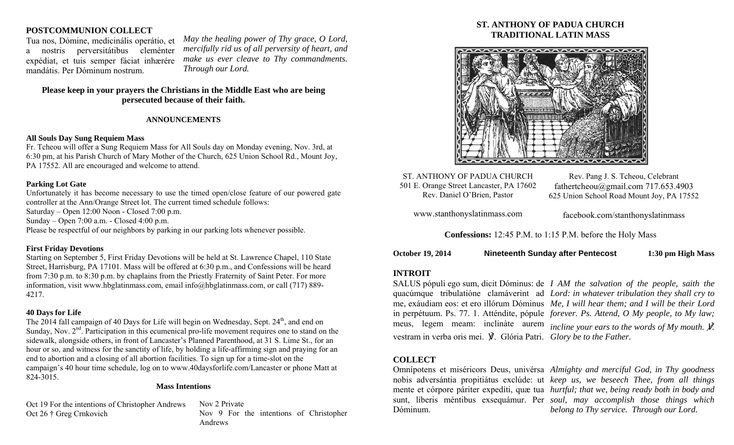### POSTCOMMUNION COLLECT

Tua nos, Dómine, medicinális operátio, et a nostris perversitátibus cleménter expédiat, et tuis semper fáciat inhærére mandátis. Per Dóminum nostrum.

*May the healing power of Thy grace, O Lord, mercifully rid us of all perversity of heart, and make us ever cleave to Thy commandments. Through our Lord.*

**Please keep in your prayers the Christians in the Middle East who are being persecuted because of their faith.**

## ANNOUNCEMENTS

**All Souls Day Sung Requiem Mass**

Fr. Tcheou will offer a Sung Requiem Mass for All Souls day on Monday evening, Nov. 3rd, at 6:30 pm, at his Parish Church of Mary Mother of the Church, 625 Union School Rd., Mount Joy, PA 17552. All are encouraged and welcome to attend.

**Parking Lot Gate**

Unfortunately it has become necessary to use the timed open/close feature of our powered gate controller at the Ann/Orange Street lot. The current timed schedule follows:
Saturday – Open 12:00 Noon - Closed 7:00 p.m.
Sunday – Open 7:00 a.m. - Closed 4:00 p.m.
Please be respectful of our neighbors by parking in our parking lots whenever possible.

**First Friday Devotions**

Starting on September 5, First Friday Devotions will be held at St. Lawrence Chapel, 110 State Street, Harrisburg, PA 17101. Mass will be offered at 6:30 p.m., and Confessions will be heard from 7:30 p.m. to 8:30 p.m. by chaplains from the Priestly Fraternity of Saint Peter. For more information, visit www.hbglatinmass.com, email info@hbglatinmass.com, or call (717) 889-4217.

**40 Days for Life**

The 2014 fall campaign of 40 Days for Life will begin on Wednesday, Sept. 24th, and end on Sunday, Nov. 2nd. Participation in this ecumenical pro-life movement requires one to stand on the sidewalk, alongside others, in front of Lancaster's Planned Parenthood, at 31 S. Lime St., for an hour or so, and witness for the sanctity of life, by holding a life-affirming sign and praying for an end to abortion and a closing of all abortion facilities. To sign up for a time-slot on the campaign's 40 hour time schedule, log on to www.40daysforlife.com/Lancaster or phone Matt at 824-3015.

**Mass Intentions**

Oct 19 For the intentions of Christopher Andrews
Oct 26 † Greg Crnkovich
Nov 2 Private
Nov 9 For the intentions of Christopher Andrews

# ST. ANTHONY OF PADUA CHURCH
# TRADITIONAL LATIN MASS

ST. ANTHONY OF PADUA CHURCH
501 E. Orange Street Lancaster, PA 17602
Rev. Daniel O'Brien, Pastor

Rev. Pang J. S. Tcheou, Celebrant
fathertcheou@gmail.com 717.653.4903
625 Union School Road Mount Joy, PA 17552

www.stanthonyslatinmass.com

facebook.com/stanthonyslatinmass

**Confessions:** 12:45 P.M. to 1:15 P.M. before the Holy Mass

**October 19, 2014** **Nineteenth Sunday after Pentecost** **1:30 pm High Mass**

### INTROIT

SALUS pópuli ego sum, dicit Dóminus: de quacúmque tribulatióne clamáverint ad me, exáudiam eos: et ero illórum Dóminus in perpétuum. Ps. 77. 1. Atténdite, pópule meus, legem meam: inclináte aurem vestram in verba oris mei. ℣. Glória Patri.

*I AM the salvation of the people, saith the Lord: in whatever tribulation they shall cry to Me, I will hear them; and I will be their Lord forever. Ps. Attend, O My people, to My law; incline your ears to the words of My mouth. ℣. Glory be to the Father.*

### COLLECT

Omnípotens et miséricors Deus, univérsa nobis adversántia propitiátus exclúde: ut mente et córpore páriter expedíti, quæ tua sunt, líberis méntibus exsequámur. Per Dóminum.

*Almighty and merciful God, in Thy goodness keep us, we beseech Thee, from all things hurtful; that we, being ready both in body and soul, may accomplish those things which belong to Thy service. Through our Lord.*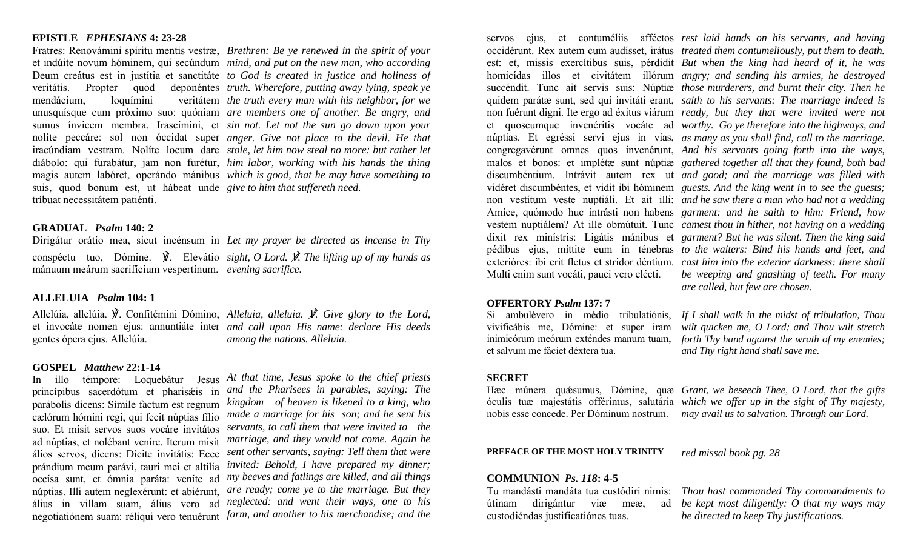## EPISTLE *EPHESIANS* 4: 23-28

Fratres: Renovámini spíritu mentis vestræ, et indúite novum hóminem, qui secúndum Deum creátus est in justítia et sanctitáte veritátis. Propter quod deponéntes mendácium, loquímini veritátem unusquísque cum próximo suo: quóniam sumus ínvicem membra. Irascímini, et nolíte peccáre: sol non óccidat super iracúndiam vestram. Nolíte locum dare diábolo: qui furabátur, jam non furétur, magis autem labóret, operándo mánibus suis, quod bonum est, ut hábeat unde tríbuat necessitátem patiénti.

*Brethren: Be ye renewed in the spirit of your mind, and put on the new man, who according to God is created in justice and holiness of truth. Wherefore, putting away lying, speak ye the truth every man with his neighbor, for we are members one of another. Be angry, and sin not. Let not the sun go down upon your anger. Give not place to the devil. He that stole, let him now steal no more: but rather let him labor, working with his hands the thing which is good, that he may have something to give to him that suffereth need.*

## GRADUAL *Psalm* 140: 2

Dirigátur orátio mea, sicut incénsum in conspéctu tuo, Dómine. ℣. Elevátio mánuum meárum sacrifícium vespertínum.

*Let my prayer be directed as incense in Thy sight, O Lord. ℣. The lifting up of my hands as evening sacrifice.*

## ALLELUIA *Psalm* 104: 1

Allelúia, allelúia. ℣. Confitémini Dómino, et invocáte nomen ejus: annuntiáte inter gentes ópera ejus. Allelúia.

*Alleluia, alleluia. ℣. Give glory to the Lord, and call upon His name: declare His deeds among the nations. Alleluia.*

## GOSPEL *Matthew* 22:1-14

In illo témpore: Loquebátur Jesus princípibus sacerdótum et pharisǽis in parábolis dicens: Símile factum est regnum cælórum hómini regi, qui fecit núptias fílio suo. Et misit servos suos vocáre invitátos ad núptias, et nolébant veníre. Iterum misit álios servos, dicens: Dícite invitátis: Ecce prándium meum parávi, tauri mei et altília occísa sunt, et ómnia paráta: veníte ad núptias. Illi autem neglexérunt: et abiérunt, álius in villam suam, álius vero ad negotiatiónem suam: réliqui vero tenuérunt servos ejus, et contuméliis affléctos occidérunt. Rex autem cum audísset, irátus est: et, missis exercítibus suis, pérdidit homicídas illos et civitátem illórum succéndit. Tunc ait servis suis: Núptiæ quidem parátæ sunt, sed qui invitáti erant, non fuérunt digni. Ite ergo ad éxitus viárum et quoscumque invenéritis vocáte ad núptias. Et egréssi servi ejus in vias, congregavérunt omnes quos invenérunt, malos et bonos: et implétæ sunt núptiæ discumbéntium. Intrávit autem rex ut vidéret discumbéntes, et vidit ibi hóminem non vestítum veste nuptiáli. Et ait illi: Amíce, quómodo huc intrásti non habens vestem nuptiálem? At ille obmútuit. Tunc dixit rex minístris: Ligátis mánibus et pédibus ejus, míttite eum in ténebras exterióres: ibi erit fletus et stridor déntium. Multi enim sunt vocáti, pauci vero elécti.

*At that time, Jesus spoke to the chief priests and the Pharisees in parables, saying: The kingdom of heaven is likened to a king, who made a marriage for his son; and he sent his servants, to call them that were invited to the marriage, and they would not come. Again he sent other servants, saying: Tell them that were invited: Behold, I have prepared my dinner; my beeves and fatlings are killed, and all things are ready; come ye to the marriage. But they neglected: and went their ways, one to his farm, and another to his merchandise; and the rest laid hands on his servants, and having treated them contumeliously, put them to death. But when the king had heard of it, he was angry; and sending his armies, he destroyed those murderers, and burnt their city. Then he saith to his servants: The marriage indeed is ready, but they that were invited were not worthy. Go ye therefore into the highways, and as many as you shall find, call to the marriage. And his servants going forth into the ways, gathered together all that they found, both bad and good; and the marriage was filled with guests. And the king went in to see the guests; and he saw there a man who had not a wedding garment: and he saith to him: Friend, how camest thou in hither, not having on a wedding garment? But he was silent. Then the king said to the waiters: Bind his hands and feet, and cast him into the exterior darkness: there shall be weeping and gnashing of teeth. For many are called, but few are chosen.*

## OFFERTORY *Psalm* 137: 7

Si ambulávero in médio tribulatiónis, vivificábis me, Dómine: et super iram inimicórum meórum exténdes manum tuam, et salvum me fáciet déxtera tua.

*If I shall walk in the midst of tribulation, Thou wilt quicken me, O Lord; and Thou wilt stretch forth Thy hand against the wrath of my enemies; and Thy right hand shall save me.*

## SECRET

Hæc múnera quǽsumus, Dómine, quæ óculis tuæ majestátis offérimus, salutária nobis esse concede. Per Dóminum nostrum.

*Grant, we beseech Thee, O Lord, that the gifts which we offer up in the sight of Thy majesty, may avail us to salvation. Through our Lord.*

**PREFACE OF THE MOST HOLY TRINITY** *red missal book pg. 28*

## COMMUNION *Ps. 118*: 4-5

Tu mandásti mandáta tua custódiri nimis: útinam dirigántur viæ meæ, ad custodiéndas justificatiónes tuas.

*Thou hast commanded Thy commandments to be kept most diligently: O that my ways may be directed to keep Thy justifications.*